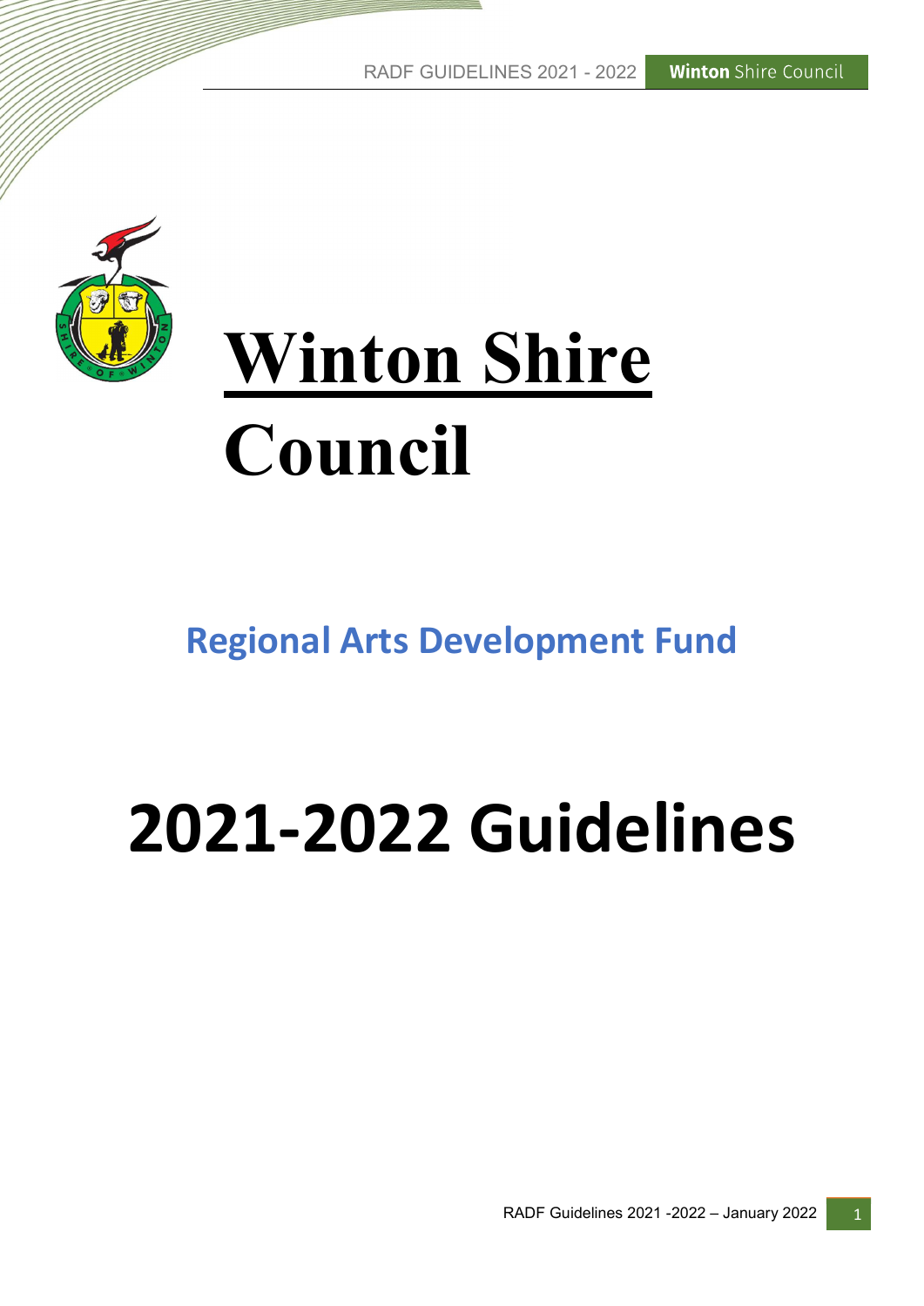# Winton Shire Council

## Regional Arts Development Fund

# 2021-2022 Guidelines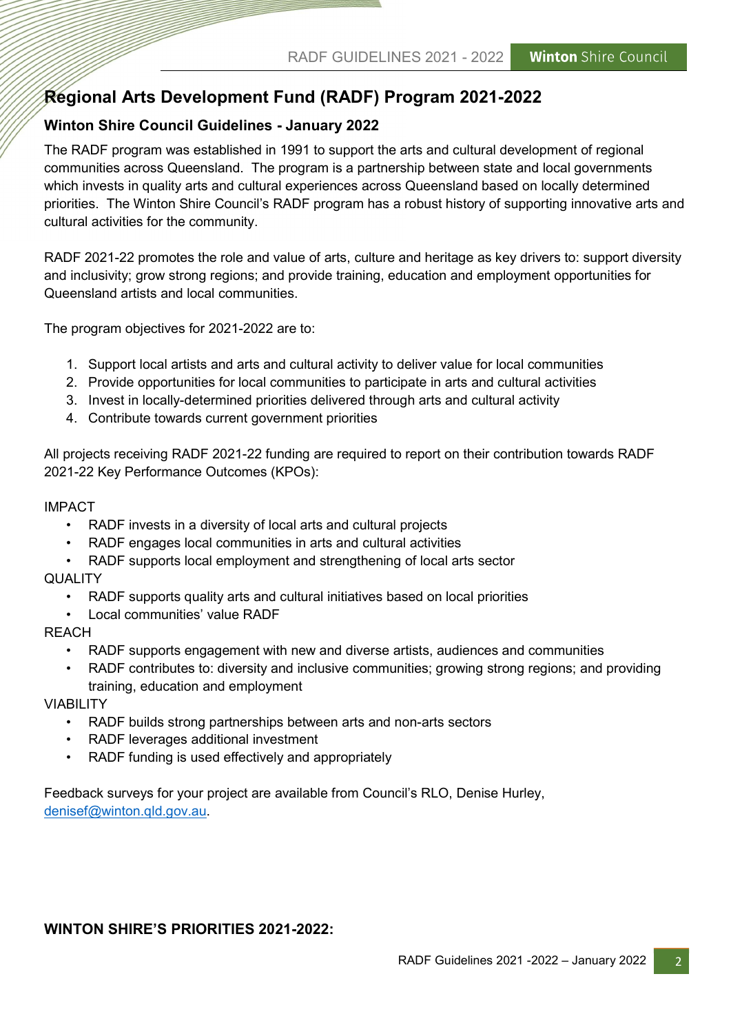# Regional Arts Development Fund (RADF) Program 2021-2022

## Winton Shire Council Guidelines - January 2022

The RADF program was established in 1991 to support the arts and cultural development of regional communities across Queensland. The program is a partnership between state and local governments which invests in quality arts and cultural experiences across Queensland based on locally determined priorities. The Winton Shire Council's RADF program has a robust history of supporting innovative arts and cultural activities for the community.

RADF 2021-22 promotes the role and value of arts, culture and heritage as key drivers to: support diversity and inclusivity; grow strong regions; and provide training, education and employment opportunities for Queensland artists and local communities.

The program objectives for 2021-2022 are to:

1. Support local artists and arts and cultural activity to deliver value for local communities
2. Provide opportunities for local communities to participate in arts and cultural activities
3. Invest in locally-determined priorities delivered through arts and cultural activity
4. Contribute towards current government priorities

All projects receiving RADF 2021-22 funding are required to report on their contribution towards RADF 2021-22 Key Performance Outcomes (KPOs):

IMPACT

- RADF invests in a diversity of local arts and cultural projects
- RADF engages local communities in arts and cultural activities
- RADF supports local employment and strengthening of local arts sector

QUALITY

- RADF supports quality arts and cultural initiatives based on local priorities
- Local communities' value RADF

REACH

- RADF supports engagement with new and diverse artists, audiences and communities
- RADF contributes to: diversity and inclusive communities; growing strong regions; and providing training, education and employment

VIABILITY

- RADF builds strong partnerships between arts and non-arts sectors
- RADF leverages additional investment
- RADF funding is used effectively and appropriately

Feedback surveys for your project are available from Council's RLO, Denise Hurley, denisef@winton.qld.gov.au.

**WINTON SHIRE'S PRIORITIES 2021-2022:**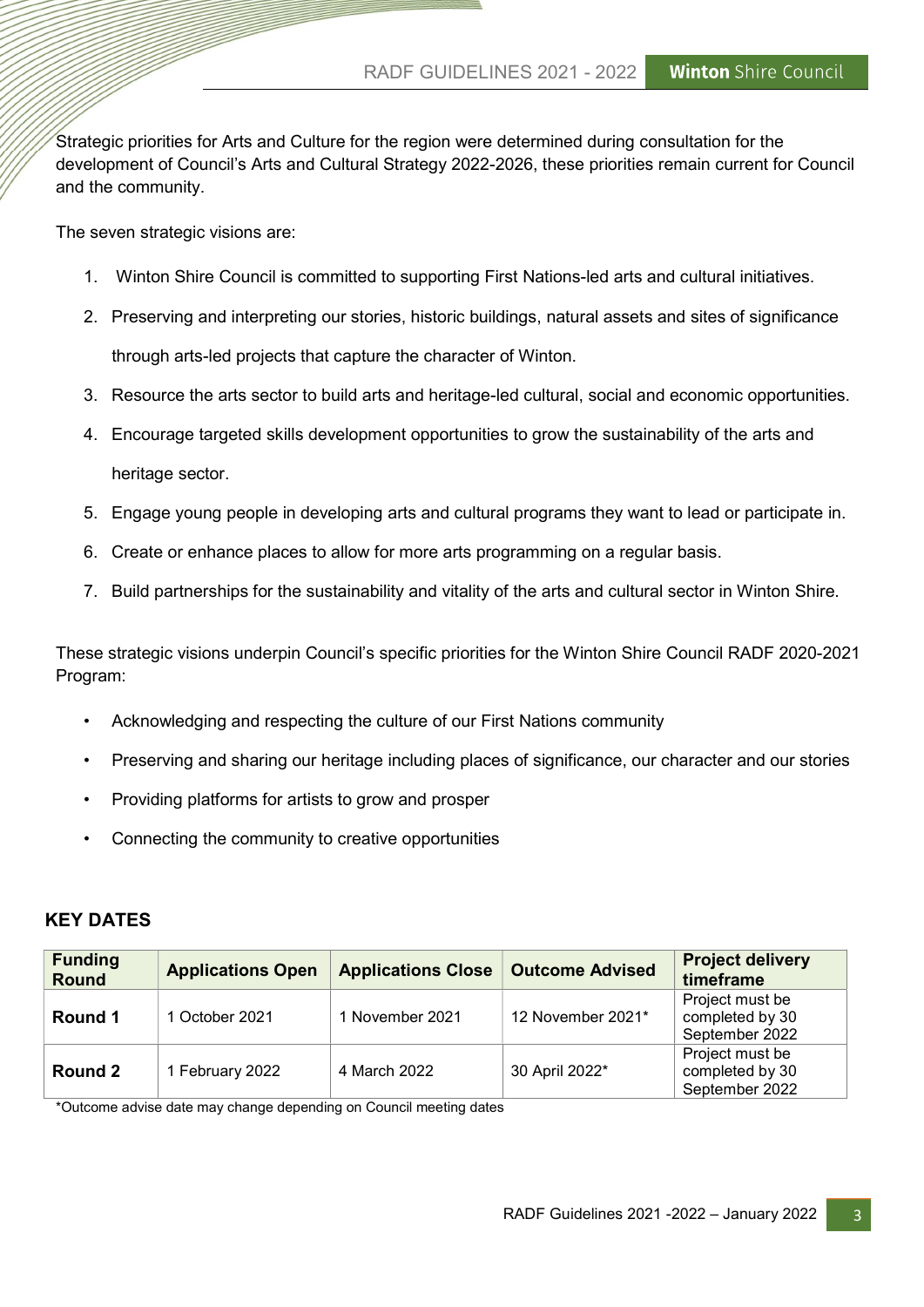Strategic priorities for Arts and Culture for the region were determined during consultation for the development of Council's Arts and Cultural Strategy 2022-2026, these priorities remain current for Council and the community.

The seven strategic visions are:

1. Winton Shire Council is committed to supporting First Nations-led arts and cultural initiatives.
2. Preserving and interpreting our stories, historic buildings, natural assets and sites of significance through arts-led projects that capture the character of Winton.
3. Resource the arts sector to build arts and heritage-led cultural, social and economic opportunities.
4. Encourage targeted skills development opportunities to grow the sustainability of the arts and heritage sector.
5. Engage young people in developing arts and cultural programs they want to lead or participate in.
6. Create or enhance places to allow for more arts programming on a regular basis.
7. Build partnerships for the sustainability and vitality of the arts and cultural sector in Winton Shire.

These strategic visions underpin Council's specific priorities for the Winton Shire Council RADF 2020-2021 Program:

- Acknowledging and respecting the culture of our First Nations community
- Preserving and sharing our heritage including places of significance, our character and our stories
- Providing platforms for artists to grow and prosper
- Connecting the community to creative opportunities

## KEY DATES

| Funding Round | Applications Open | Applications Close | Outcome Advised | Project delivery timeframe |
|---|---|---|---|---|
| **Round 1** | 1 October 2021 | 1 November 2021 | 12 November 2021* | Project must be completed by 30 September 2022 |
| **Round 2** | 1 February 2022 | 4 March 2022 | 30 April 2022* | Project must be completed by 30 September 2022 |

*Outcome advise date may change depending on Council meeting dates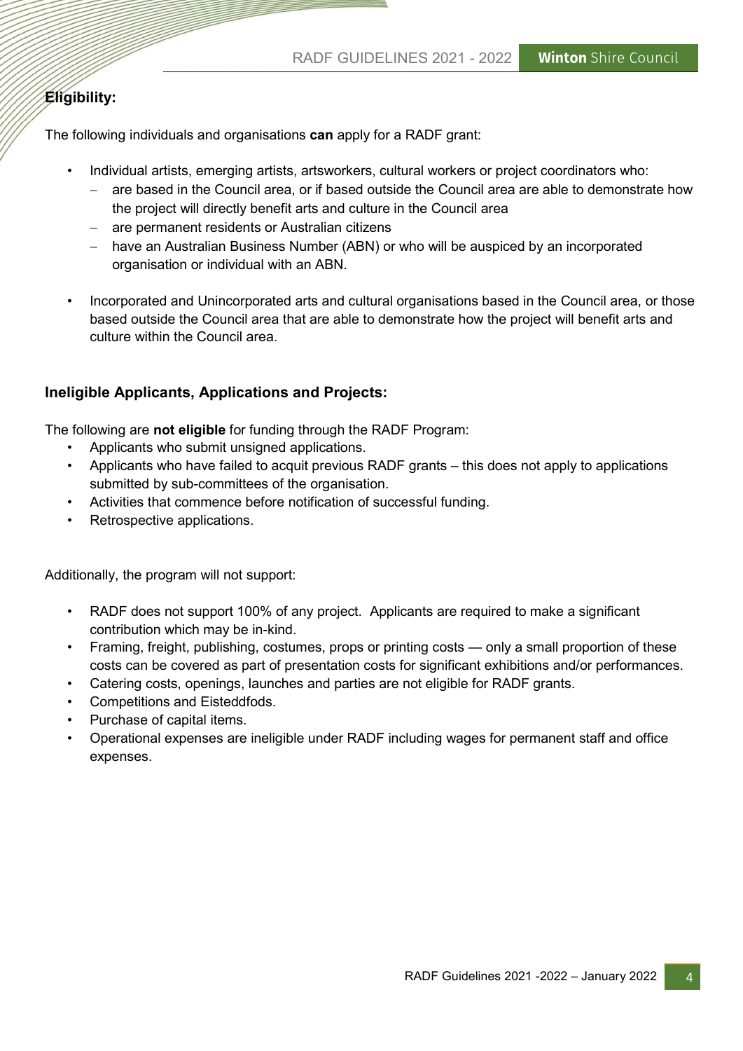## Eligibility:

The following individuals and organisations **can** apply for a RADF grant:

- Individual artists, emerging artists, artsworkers, cultural workers or project coordinators who:
  - are based in the Council area, or if based outside the Council area are able to demonstrate how the project will directly benefit arts and culture in the Council area
  - are permanent residents or Australian citizens
  - have an Australian Business Number (ABN) or who will be auspiced by an incorporated organisation or individual with an ABN.
- Incorporated and Unincorporated arts and cultural organisations based in the Council area, or those based outside the Council area that are able to demonstrate how the project will benefit arts and culture within the Council area.

## Ineligible Applicants, Applications and Projects:

The following are **not eligible** for funding through the RADF Program:

- Applicants who submit unsigned applications.
- Applicants who have failed to acquit previous RADF grants – this does not apply to applications submitted by sub-committees of the organisation.
- Activities that commence before notification of successful funding.
- Retrospective applications.

Additionally, the program will not support:

- RADF does not support 100% of any project. Applicants are required to make a significant contribution which may be in-kind.
- Framing, freight, publishing, costumes, props or printing costs — only a small proportion of these costs can be covered as part of presentation costs for significant exhibitions and/or performances.
- Catering costs, openings, launches and parties are not eligible for RADF grants.
- Competitions and Eisteddfods.
- Purchase of capital items.
- Operational expenses are ineligible under RADF including wages for permanent staff and office expenses.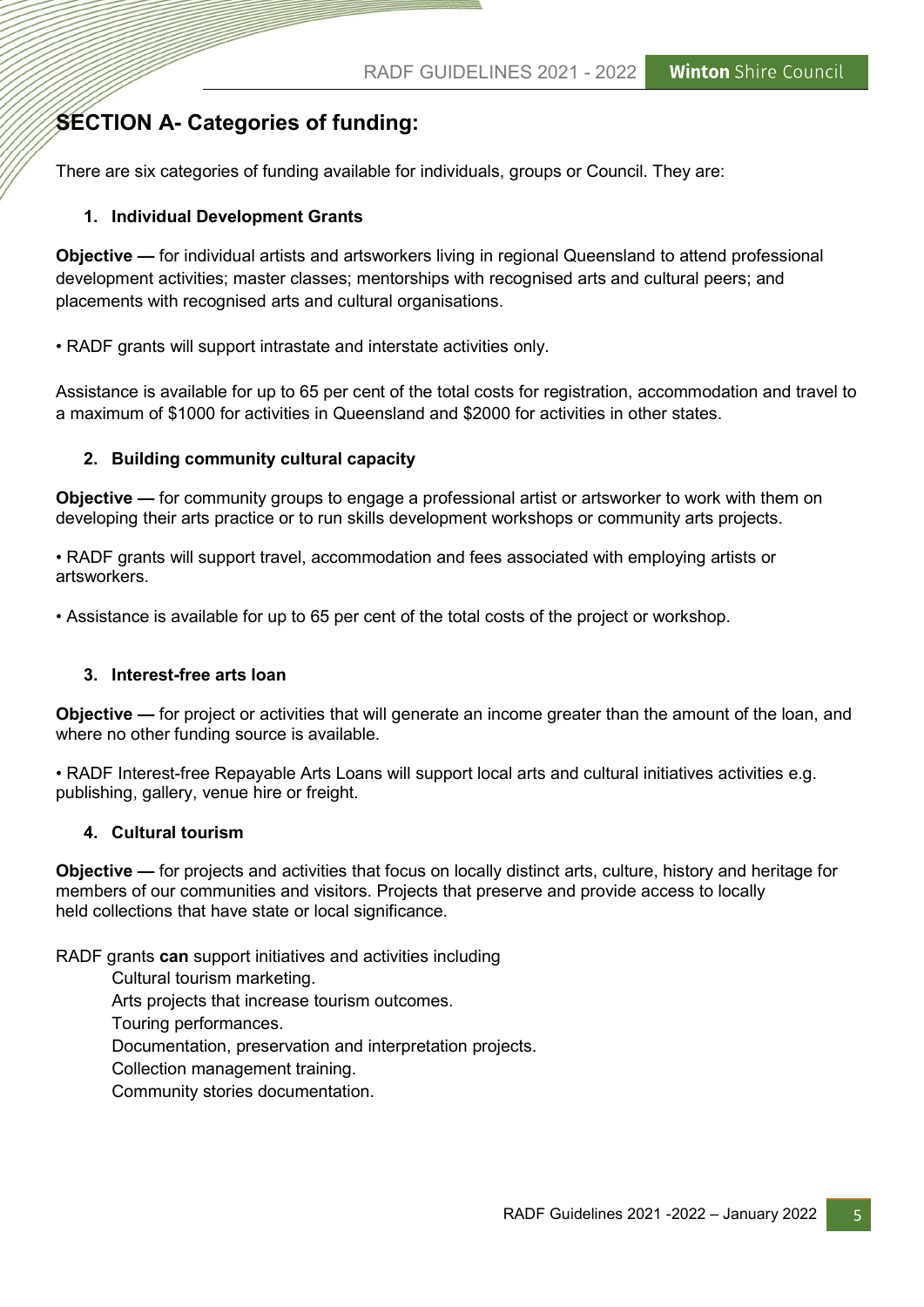## SECTION A- Categories of funding:

There are six categories of funding available for individuals, groups or Council. They are:

### 1. Individual Development Grants

**Objective —** for individual artists and artsworkers living in regional Queensland to attend professional development activities; master classes; mentorships with recognised arts and cultural peers; and placements with recognised arts and cultural organisations.

• RADF grants will support intrastate and interstate activities only.

Assistance is available for up to 65 per cent of the total costs for registration, accommodation and travel to a maximum of $1000 for activities in Queensland and $2000 for activities in other states.

### 2. Building community cultural capacity

**Objective —** for community groups to engage a professional artist or artsworker to work with them on developing their arts practice or to run skills development workshops or community arts projects.

• RADF grants will support travel, accommodation and fees associated with employing artists or artsworkers.

• Assistance is available for up to 65 per cent of the total costs of the project or workshop.

### 3. Interest-free arts loan

**Objective —** for project or activities that will generate an income greater than the amount of the loan, and where no other funding source is available.

• RADF Interest-free Repayable Arts Loans will support local arts and cultural initiatives activities e.g. publishing, gallery, venue hire or freight.

### 4. Cultural tourism

**Objective —** for projects and activities that focus on locally distinct arts, culture, history and heritage for members of our communities and visitors. Projects that preserve and provide access to locally held collections that have state or local significance.

RADF grants **can** support initiatives and activities including

Cultural tourism marketing.
Arts projects that increase tourism outcomes.
Touring performances.
Documentation, preservation and interpretation projects.
Collection management training.
Community stories documentation.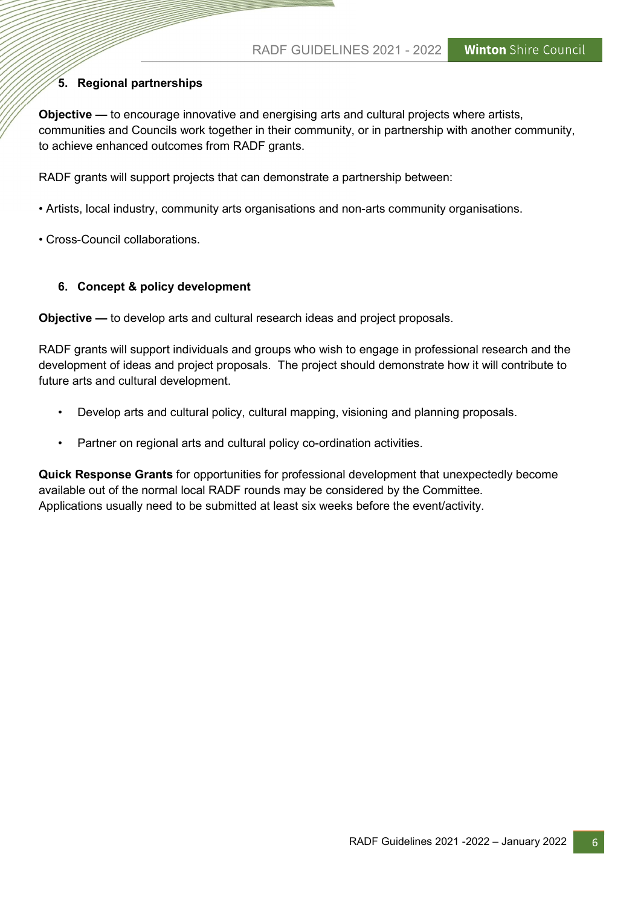## 5. Regional partnerships

**Objective —** to encourage innovative and energising arts and cultural projects where artists, communities and Councils work together in their community, or in partnership with another community, to achieve enhanced outcomes from RADF grants.

RADF grants will support projects that can demonstrate a partnership between:

- Artists, local industry, community arts organisations and non-arts community organisations.
- Cross-Council collaborations.

## 6. Concept & policy development

**Objective —** to develop arts and cultural research ideas and project proposals.

RADF grants will support individuals and groups who wish to engage in professional research and the development of ideas and project proposals. The project should demonstrate how it will contribute to future arts and cultural development.

- Develop arts and cultural policy, cultural mapping, visioning and planning proposals.
- Partner on regional arts and cultural policy co-ordination activities.

**Quick Response Grants** for opportunities for professional development that unexpectedly become available out of the normal local RADF rounds may be considered by the Committee. Applications usually need to be submitted at least six weeks before the event/activity.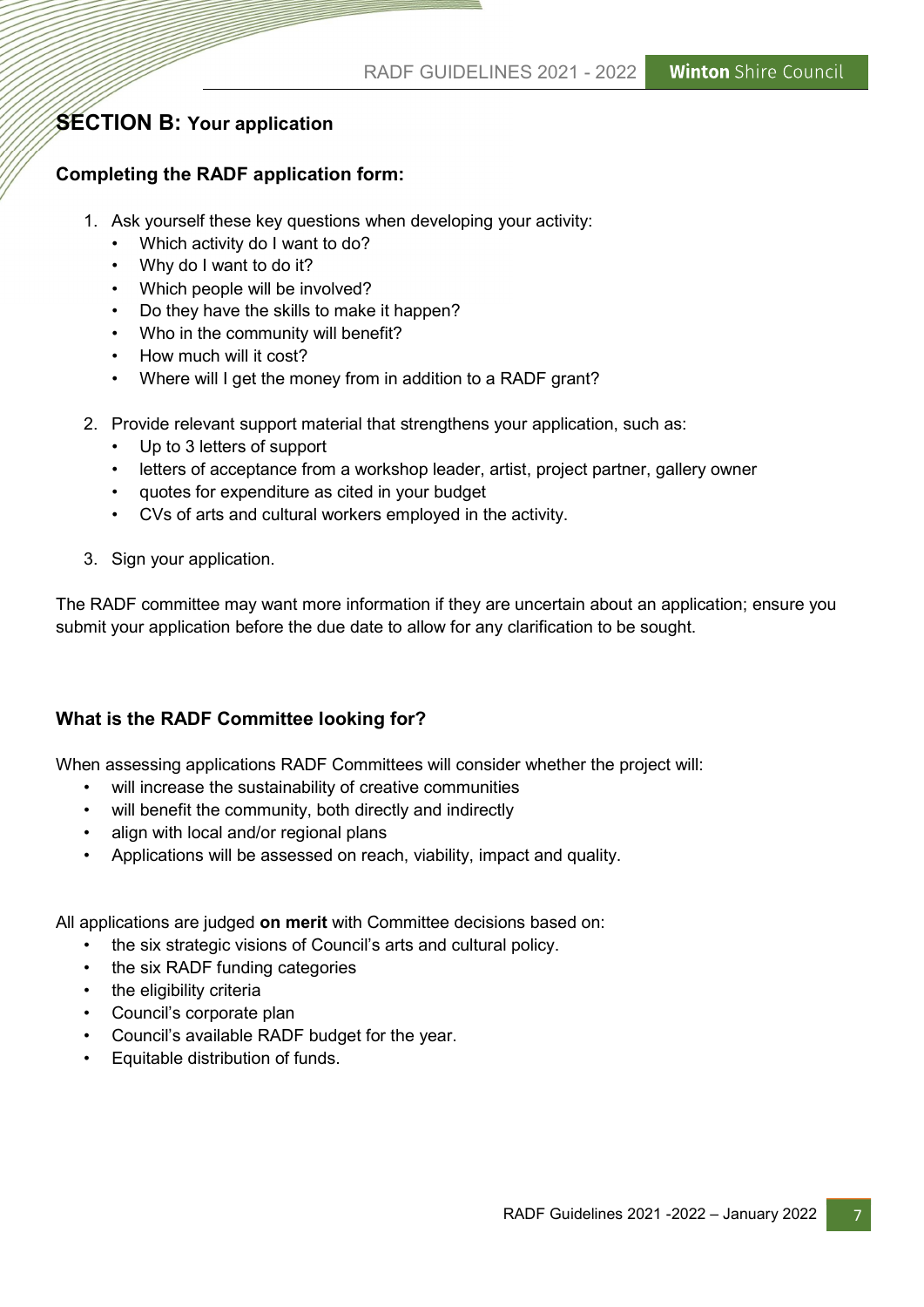## SECTION B: Your application

### Completing the RADF application form:

1. Ask yourself these key questions when developing your activity:
   - Which activity do I want to do?
   - Why do I want to do it?
   - Which people will be involved?
   - Do they have the skills to make it happen?
   - Who in the community will benefit?
   - How much will it cost?
   - Where will I get the money from in addition to a RADF grant?

2. Provide relevant support material that strengthens your application, such as:
   - Up to 3 letters of support
   - letters of acceptance from a workshop leader, artist, project partner, gallery owner
   - quotes for expenditure as cited in your budget
   - CVs of arts and cultural workers employed in the activity.

3. Sign your application.

The RADF committee may want more information if they are uncertain about an application; ensure you submit your application before the due date to allow for any clarification to be sought.

### What is the RADF Committee looking for?

When assessing applications RADF Committees will consider whether the project will:

- will increase the sustainability of creative communities
- will benefit the community, both directly and indirectly
- align with local and/or regional plans
- Applications will be assessed on reach, viability, impact and quality.

All applications are judged **on merit** with Committee decisions based on:

- the six strategic visions of Council's arts and cultural policy.
- the six RADF funding categories
- the eligibility criteria
- Council's corporate plan
- Council's available RADF budget for the year.
- Equitable distribution of funds.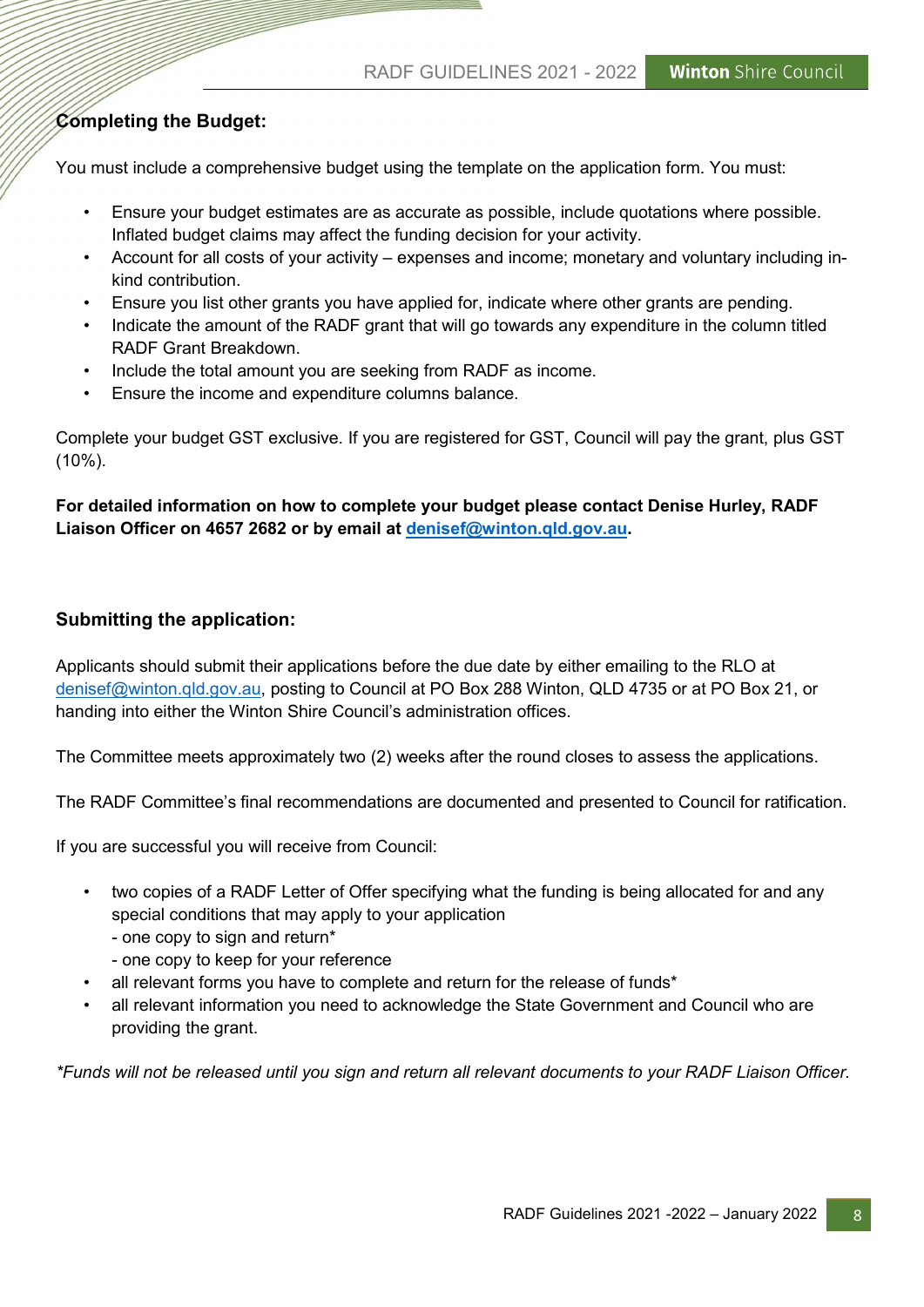## Completing the Budget:

You must include a comprehensive budget using the template on the application form. You must:

- Ensure your budget estimates are as accurate as possible, include quotations where possible. Inflated budget claims may affect the funding decision for your activity.
- Account for all costs of your activity – expenses and income; monetary and voluntary including in-kind contribution.
- Ensure you list other grants you have applied for, indicate where other grants are pending.
- Indicate the amount of the RADF grant that will go towards any expenditure in the column titled RADF Grant Breakdown.
- Include the total amount you are seeking from RADF as income.
- Ensure the income and expenditure columns balance.

Complete your budget GST exclusive. If you are registered for GST, Council will pay the grant, plus GST (10%).

**For detailed information on how to complete your budget please contact Denise Hurley, RADF Liaison Officer on 4657 2682 or by email at denisef@winton.qld.gov.au.**

## Submitting the application:

Applicants should submit their applications before the due date by either emailing to the RLO at denisef@winton.qld.gov.au, posting to Council at PO Box 288 Winton, QLD 4735 or at PO Box 21, or handing into either the Winton Shire Council's administration offices.

The Committee meets approximately two (2) weeks after the round closes to assess the applications.

The RADF Committee's final recommendations are documented and presented to Council for ratification.

If you are successful you will receive from Council:

- two copies of a RADF Letter of Offer specifying what the funding is being allocated for and any special conditions that may apply to your application
  - one copy to sign and return*
  - one copy to keep for your reference
- all relevant forms you have to complete and return for the release of funds*
- all relevant information you need to acknowledge the State Government and Council who are providing the grant.

*\*Funds will not be released until you sign and return all relevant documents to your RADF Liaison Officer.*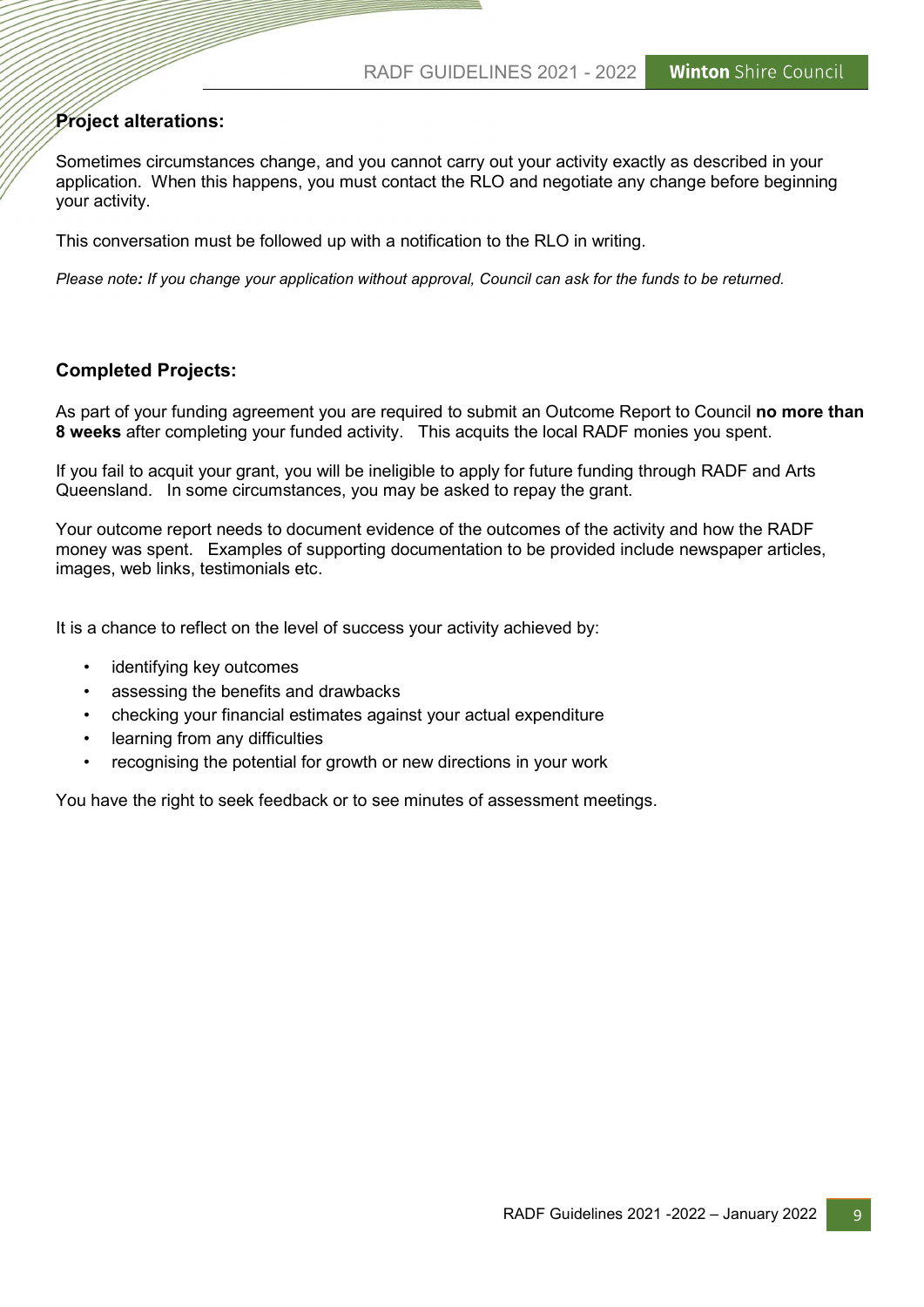## Project alterations:

Sometimes circumstances change, and you cannot carry out your activity exactly as described in your application. When this happens, you must contact the RLO and negotiate any change before beginning your activity.

This conversation must be followed up with a notification to the RLO in writing.

*Please note**:** If you change your application without approval, Council can ask for the funds to be returned.*

## Completed Projects:

As part of your funding agreement you are required to submit an Outcome Report to Council **no more than 8 weeks** after completing your funded activity. This acquits the local RADF monies you spent.

If you fail to acquit your grant, you will be ineligible to apply for future funding through RADF and Arts Queensland. In some circumstances, you may be asked to repay the grant.

Your outcome report needs to document evidence of the outcomes of the activity and how the RADF money was spent. Examples of supporting documentation to be provided include newspaper articles, images, web links, testimonials etc.

It is a chance to reflect on the level of success your activity achieved by:

- identifying key outcomes
- assessing the benefits and drawbacks
- checking your financial estimates against your actual expenditure
- learning from any difficulties
- recognising the potential for growth or new directions in your work

You have the right to seek feedback or to see minutes of assessment meetings.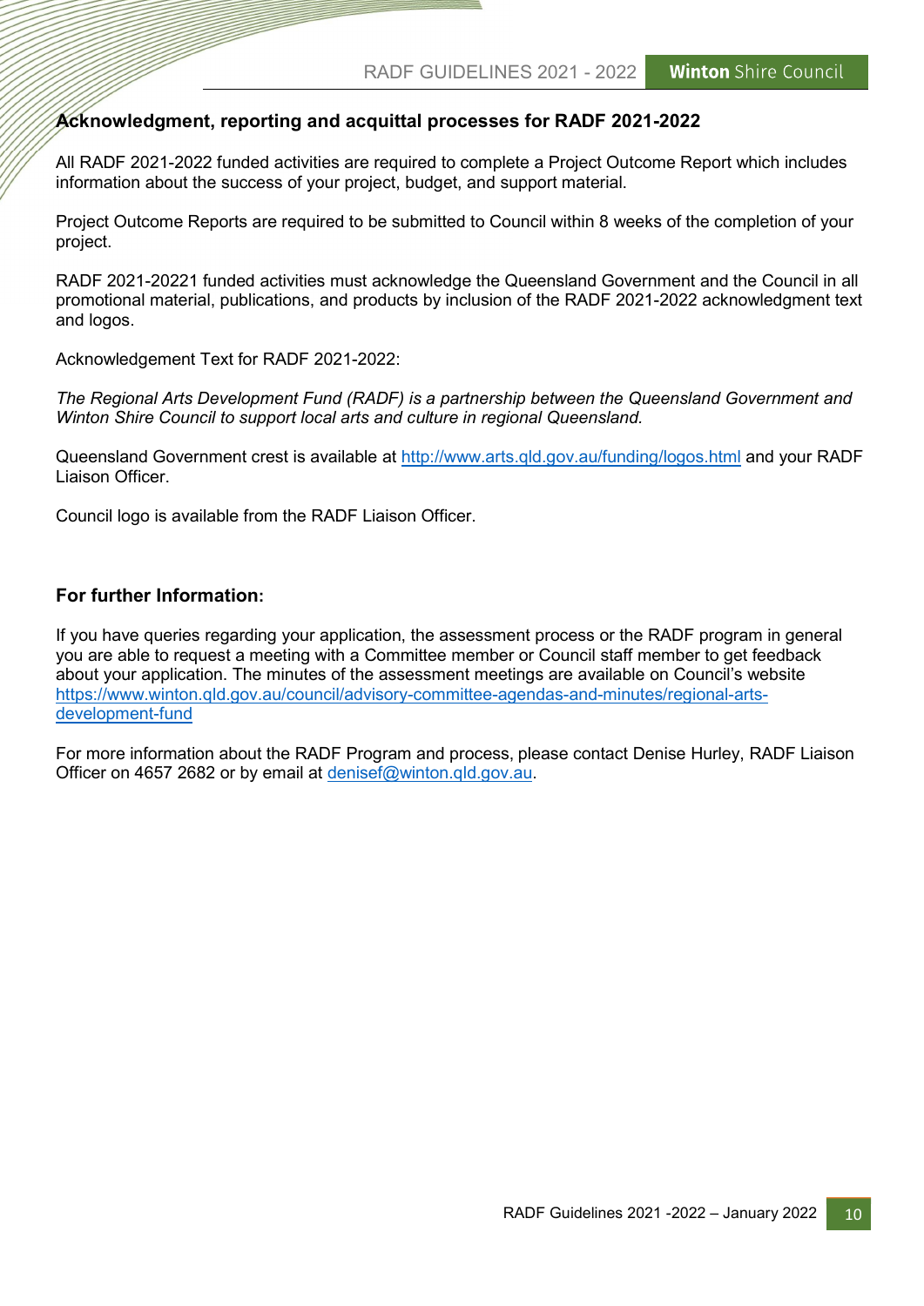## Acknowledgment, reporting and acquittal processes for RADF 2021-2022

All RADF 2021-2022 funded activities are required to complete a Project Outcome Report which includes information about the success of your project, budget, and support material.

Project Outcome Reports are required to be submitted to Council within 8 weeks of the completion of your project.

RADF 2021-20221 funded activities must acknowledge the Queensland Government and the Council in all promotional material, publications, and products by inclusion of the RADF 2021-2022 acknowledgment text and logos.

Acknowledgement Text for RADF 2021-2022:

*The Regional Arts Development Fund (RADF) is a partnership between the Queensland Government and Winton Shire Council to support local arts and culture in regional Queensland.*

Queensland Government crest is available at http://www.arts.qld.gov.au/funding/logos.html and your RADF Liaison Officer.

Council logo is available from the RADF Liaison Officer.

## For further Information:

If you have queries regarding your application, the assessment process or the RADF program in general you are able to request a meeting with a Committee member or Council staff member to get feedback about your application. The minutes of the assessment meetings are available on Council's website https://www.winton.qld.gov.au/council/advisory-committee-agendas-and-minutes/regional-arts-development-fund

For more information about the RADF Program and process, please contact Denise Hurley, RADF Liaison Officer on 4657 2682 or by email at denisef@winton.qld.gov.au.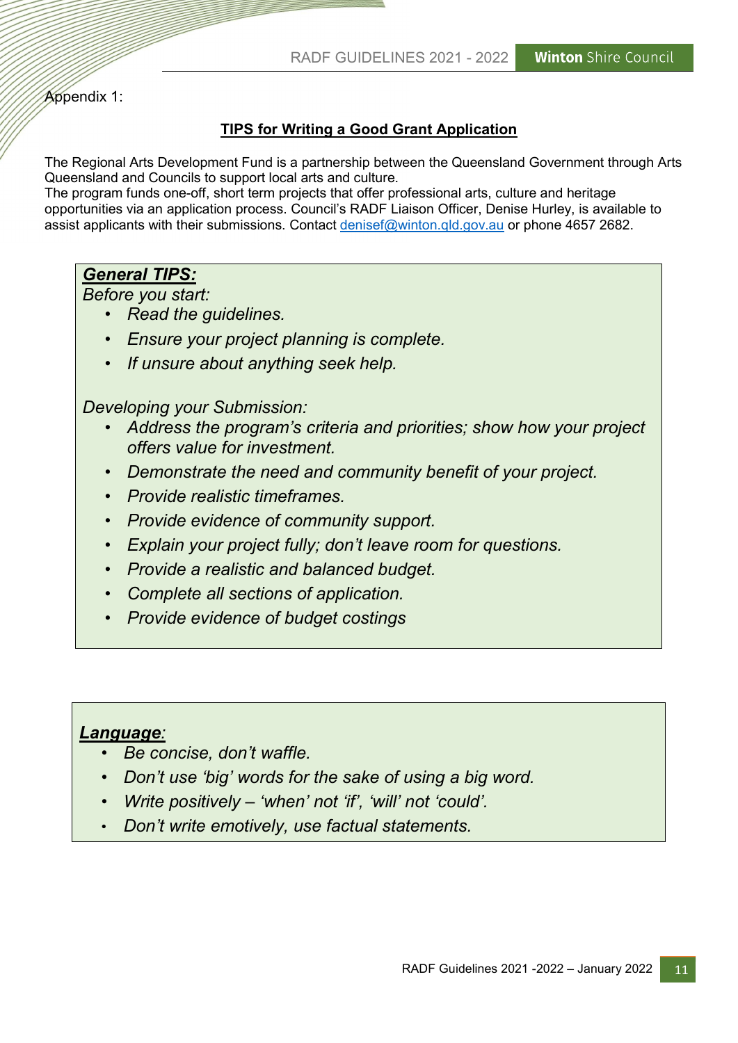Appendix 1:

## TIPS for Writing a Good Grant Application

The Regional Arts Development Fund is a partnership between the Queensland Government through Arts Queensland and Councils to support local arts and culture.
The program funds one-off, short term projects that offer professional arts, culture and heritage opportunities via an application process. Council's RADF Liaison Officer, Denise Hurley, is available to assist applicants with their submissions. Contact denisef@winton.qld.gov.au or phone 4657 2682.

### ***General TIPS:***

*Before you start:*

- *Read the guidelines.*
- *Ensure your project planning is complete.*
- *If unsure about anything seek help.*

*Developing your Submission:*

- *Address the program's criteria and priorities; show how your project offers value for investment.*
- *Demonstrate the need and community benefit of your project.*
- *Provide realistic timeframes.*
- *Provide evidence of community support.*
- *Explain your project fully; don't leave room for questions.*
- *Provide a realistic and balanced budget.*
- *Complete all sections of application.*
- *Provide evidence of budget costings*

### ***Language:***

- *Be concise, don't waffle.*
- *Don't use 'big' words for the sake of using a big word.*
- *Write positively – 'when' not 'if', 'will' not 'could'.*
- *Don't write emotively, use factual statements.*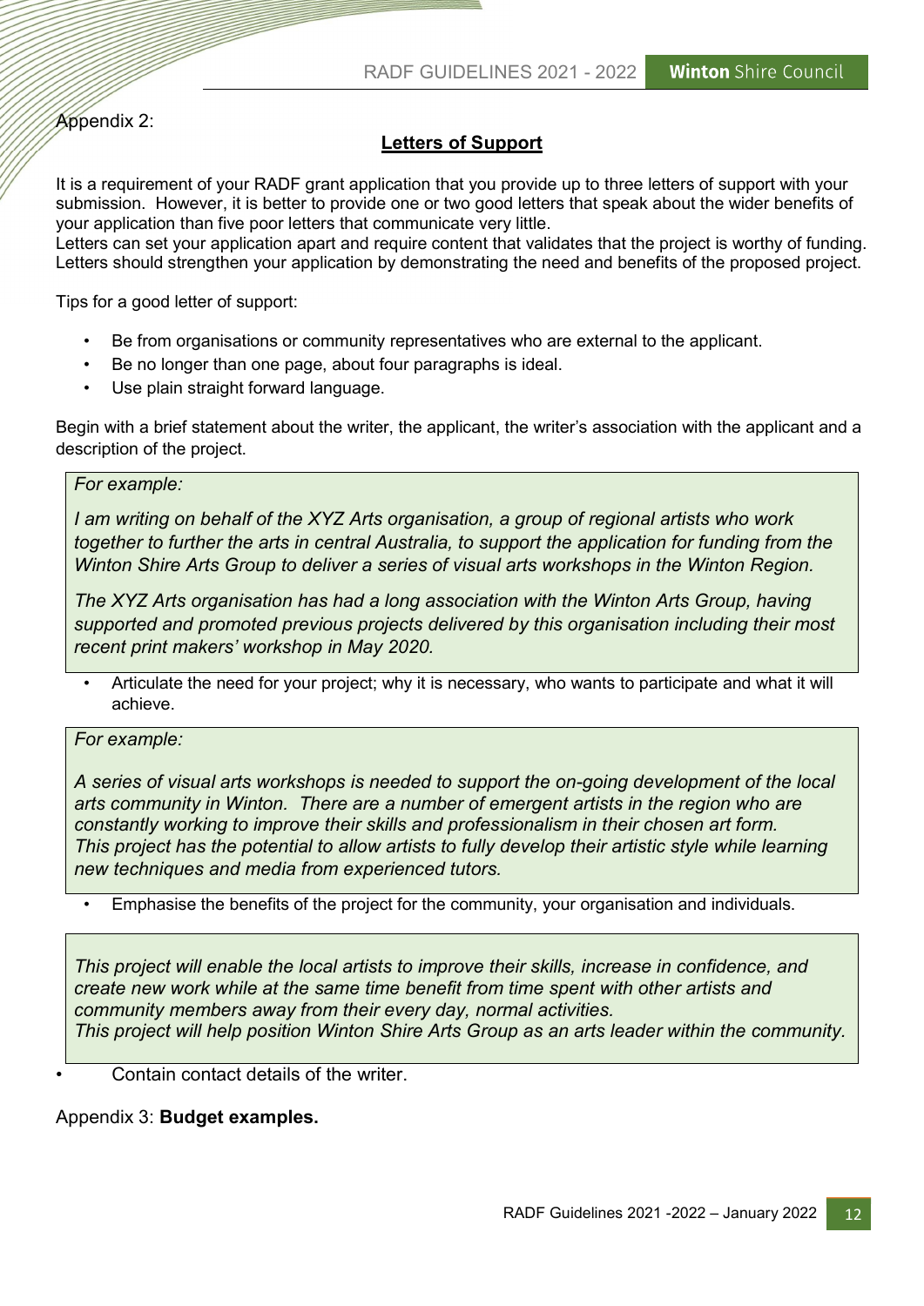Appendix 2:

## Letters of Support

It is a requirement of your RADF grant application that you provide up to three letters of support with your submission. However, it is better to provide one or two good letters that speak about the wider benefits of your application than five poor letters that communicate very little.
Letters can set your application apart and require content that validates that the project is worthy of funding. Letters should strengthen your application by demonstrating the need and benefits of the proposed project.

Tips for a good letter of support:

- Be from organisations or community representatives who are external to the applicant.
- Be no longer than one page, about four paragraphs is ideal.
- Use plain straight forward language.

Begin with a brief statement about the writer, the applicant, the writer's association with the applicant and a description of the project.

> *For example:*
>
> *I am writing on behalf of the XYZ Arts organisation, a group of regional artists who work together to further the arts in central Australia, to support the application for funding from the Winton Shire Arts Group to deliver a series of visual arts workshops in the Winton Region.*
>
> *The XYZ Arts organisation has had a long association with the Winton Arts Group, having supported and promoted previous projects delivered by this organisation including their most recent print makers' workshop in May 2020.*

- Articulate the need for your project; why it is necessary, who wants to participate and what it will achieve.

> *For example:*
>
> *A series of visual arts workshops is needed to support the on-going development of the local arts community in Winton. There are a number of emergent artists in the region who are constantly working to improve their skills and professionalism in their chosen art form. This project has the potential to allow artists to fully develop their artistic style while learning new techniques and media from experienced tutors.*

- Emphasise the benefits of the project for the community, your organisation and individuals.

> *This project will enable the local artists to improve their skills, increase in confidence, and create new work while at the same time benefit from time spent with other artists and community members away from their every day, normal activities.*
> *This project will help position Winton Shire Arts Group as an arts leader within the community.*

- Contain contact details of the writer.

Appendix 3: **Budget examples.**